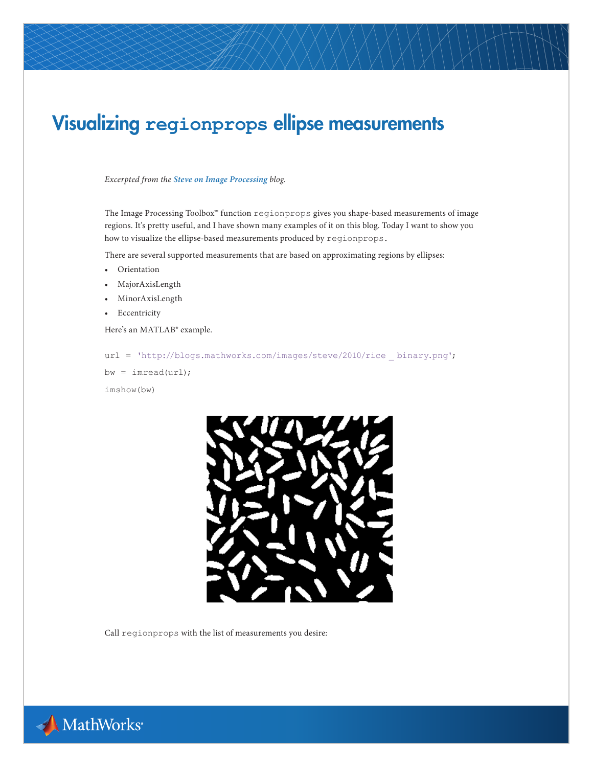# Visualizing `regionprops` ellipse measurements

*Excerpted from the **Steve on Image Processing** blog.*

The Image Processing Toolbox™ function `regionprops` gives you shape-based measurements of image regions. It's pretty useful, and I have shown many examples of it on this blog. Today I want to show you how to visualize the ellipse-based measurements produced by `regionprops`.

There are several supported measurements that are based on approximating regions by ellipses:

- Orientation
- MajorAxisLength
- MinorAxisLength
- Eccentricity

Here's an MATLAB® example.

```
url = 'http://blogs.mathworks.com/images/steve/2010/rice_binary.png';
bw = imread(url);
imshow(bw)
```

Call `regionprops` with the list of measurements you desire: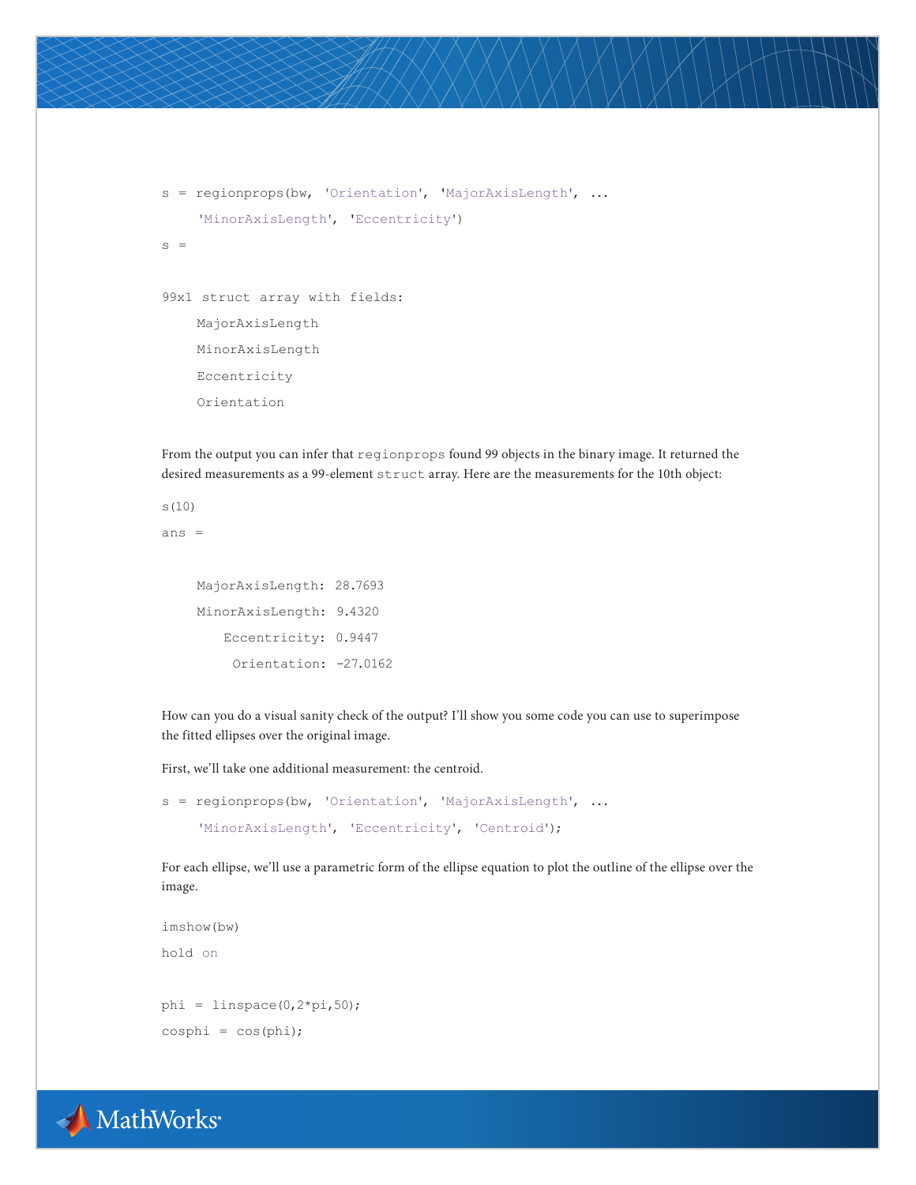```
s = regionprops(bw, 'Orientation', 'MajorAxisLength', ...
    'MinorAxisLength', 'Eccentricity')
s =

99x1 struct array with fields:
    MajorAxisLength
    MinorAxisLength
    Eccentricity
    Orientation
```

From the output you can infer that `regionprops` found 99 objects in the binary image. It returned the desired measurements as a 99-element `struct` array. Here are the measurements for the 10th object:

```
s(10)
ans =

    MajorAxisLength: 28.7693
    MinorAxisLength: 9.4320
       Eccentricity: 0.9447
        Orientation: -27.0162
```

How can you do a visual sanity check of the output? I'll show you some code you can use to superimpose the fitted ellipses over the original image.

First, we'll take one additional measurement: the centroid.

```
s = regionprops(bw, 'Orientation', 'MajorAxisLength', ...
    'MinorAxisLength', 'Eccentricity', 'Centroid');
```

For each ellipse, we'll use a parametric form of the ellipse equation to plot the outline of the ellipse over the image.

```
imshow(bw)
hold on

phi = linspace(0,2*pi,50);
cosphi = cos(phi);
```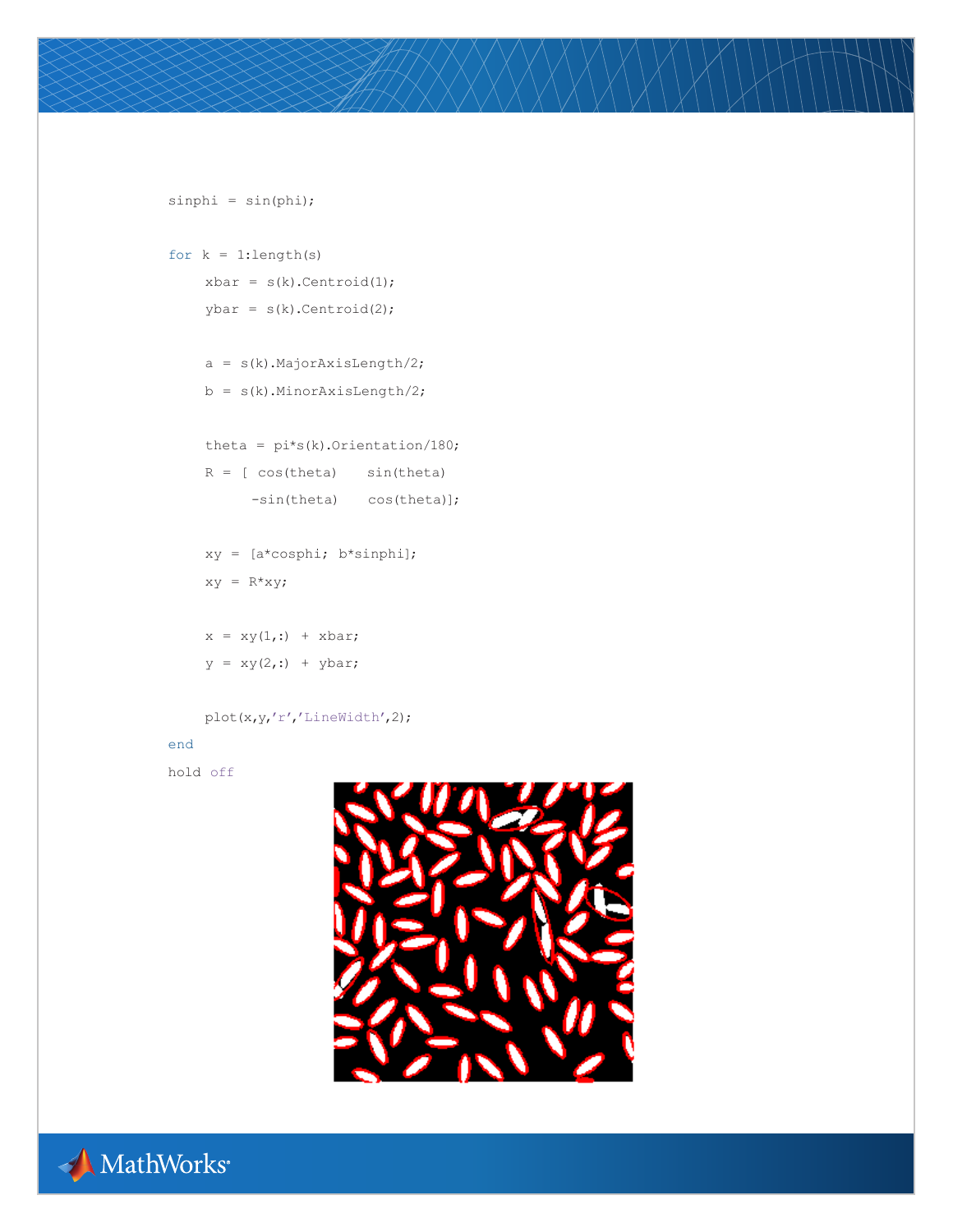```
sinphi = sin(phi);

for k = 1:length(s)
     xbar = s(k).Centroid(1);
     ybar = s(k).Centroid(2);

     a = s(k).MajorAxisLength/2;
     b = s(k).MinorAxisLength/2;

     theta = pi*s(k).Orientation/180;
     R = [ cos(theta)    sin(theta)
          -sin(theta)    cos(theta)];

     xy = [a*cosphi; b*sinphi];
     xy = R*xy;

     x = xy(1,:) + xbar;
     y = xy(2,:) + ybar;

     plot(x,y,'r','LineWidth',2);
end
hold off
```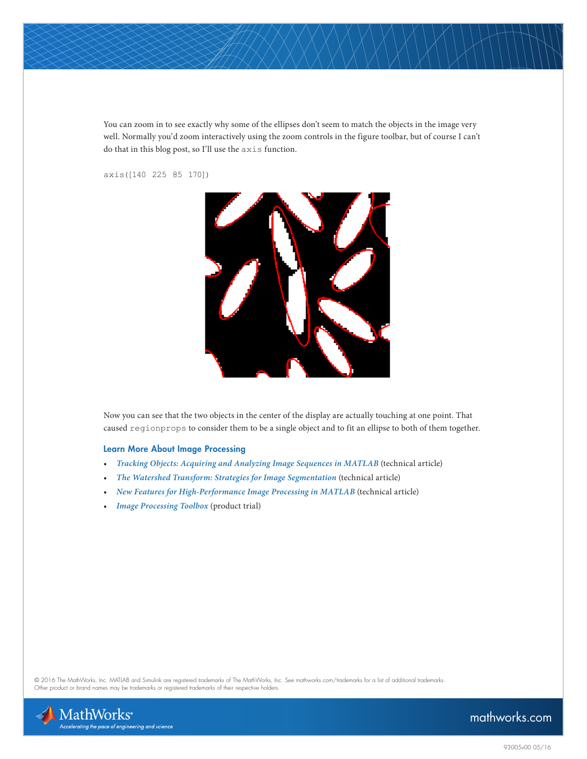You can zoom in to see exactly why some of the ellipses don't seem to match the objects in the image very well. Normally you'd zoom interactively using the zoom controls in the figure toolbar, but of course I can't do that in this blog post, so I'll use the `axis` function.

```
axis([140 225 85 170])
```

Now you can see that the two objects in the center of the display are actually touching at one point. That caused `regionprops` to consider them to be a single object and to fit an ellipse to both of them together.

### Learn More About Image Processing

- *Tracking Objects: Acquiring and Analyzing Image Sequences in MATLAB* (technical article)
- *The Watershed Transform: Strategies for Image Segmentation* (technical article)
- *New Features for High-Performance Image Processing in MATLAB* (technical article)
- *Image Processing Toolbox* (product trial)

© 2016 The MathWorks, Inc. MATLAB and Simulink are registered trademarks of The MathWorks, Inc. See mathworks.com/trademarks for a list of additional trademarks. Other product or brand names may be trademarks or registered trademarks of their respective holders.

MathWorks — Accelerating the pace of engineering and science

mathworks.com

93005v00 05/16